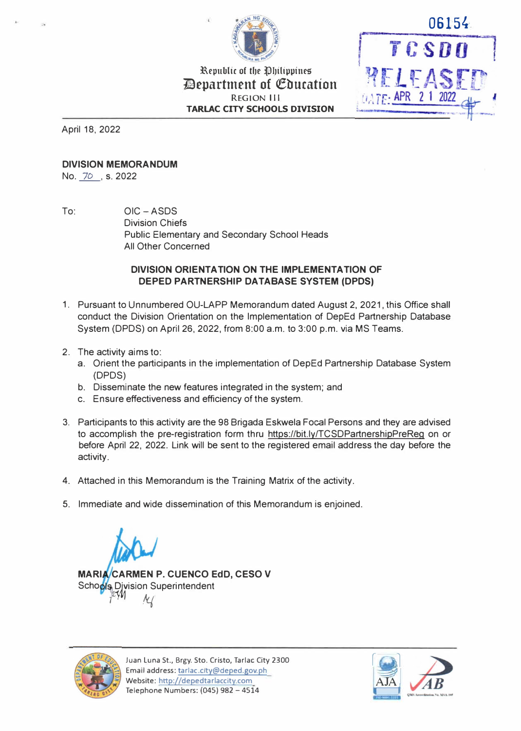Republic of the Philippines
Department of Education
REGION III
TARLAC CITY SCHOOLS DIVISION

06154
TCSDO
RELEASED
DATE: APR 21 2022

April 18, 2022

**DIVISION MEMORANDUM**
No. 70, s. 2022

To: OIC – ASDS
Division Chiefs
Public Elementary and Secondary School Heads
All Other Concerned

**DIVISION ORIENTATION ON THE IMPLEMENTATION OF DEPED PARTNERSHIP DATABASE SYSTEM (DPDS)**

1. Pursuant to Unnumbered OU-LAPP Memorandum dated August 2, 2021, this Office shall conduct the Division Orientation on the Implementation of DepEd Partnership Database System (DPDS) on April 26, 2022, from 8:00 a.m. to 3:00 p.m. via MS Teams.

2. The activity aims to:
   a. Orient the participants in the implementation of DepEd Partnership Database System (DPDS)
   b. Disseminate the new features integrated in the system; and
   c. Ensure effectiveness and efficiency of the system.

3. Participants to this activity are the 98 Brigada Eskwela Focal Persons and they are advised to accomplish the pre-registration form thru https://bit.ly/TCSDPartnershipPreReg on or before April 22, 2022. Link will be sent to the registered email address the day before the activity.

4. Attached in this Memorandum is the Training Matrix of the activity.

5. Immediate and wide dissemination of this Memorandum is enjoined.

**MARIA CARMEN P. CUENCO EdD, CESO V**
Schools Division Superintendent

Juan Luna St., Brgy. Sto. Cristo, Tarlac City 2300
Email address: tarlac.city@deped.gov.ph
Website: http://depedtarlaccity.com
Telephone Numbers: (045) 982 – 4514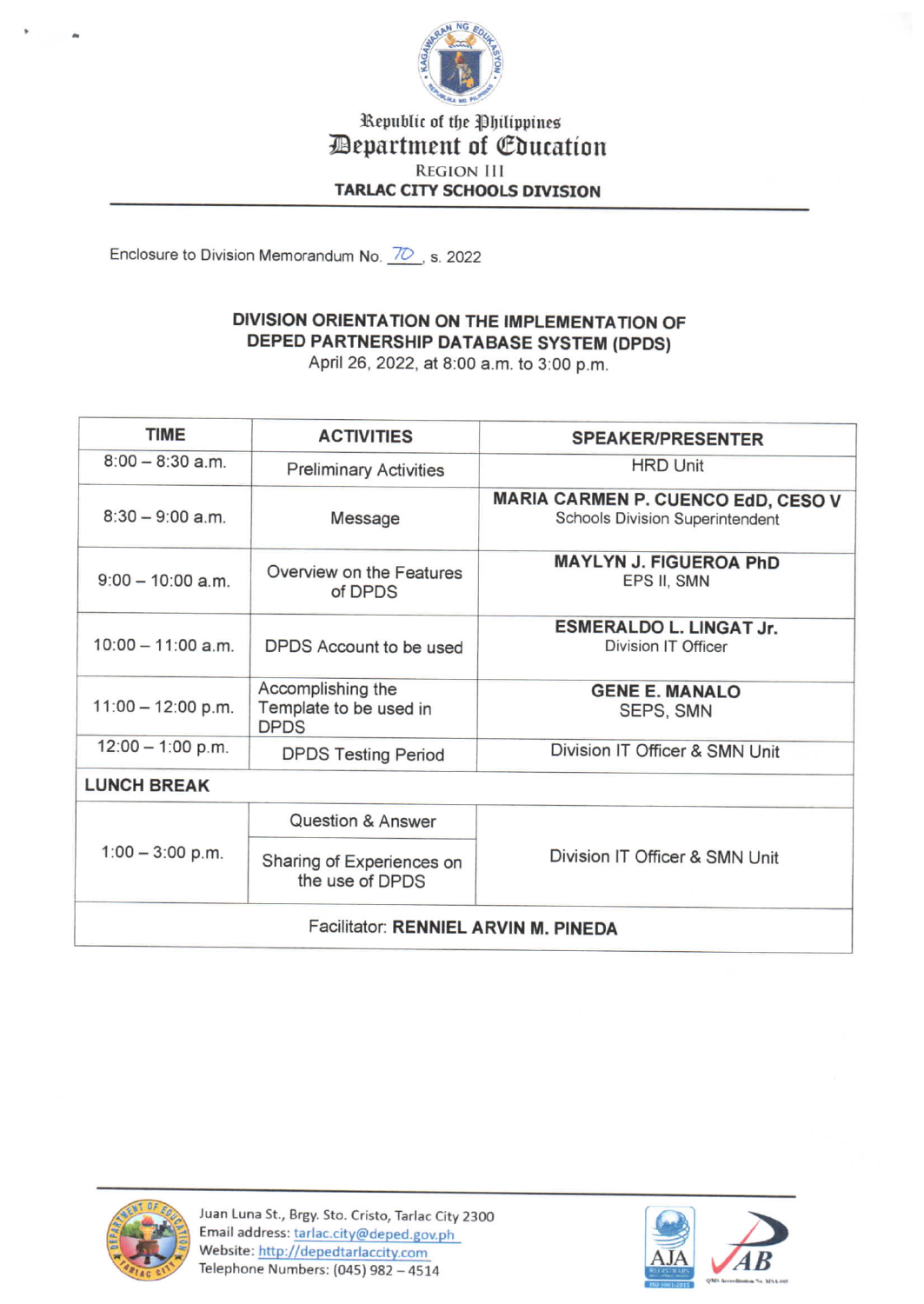Republic of the Philippines
Department of Education
REGION III
**TARLAC CITY SCHOOLS DIVISION**

Enclosure to Division Memorandum No. 70, s. 2022

**DIVISION ORIENTATION ON THE IMPLEMENTATION OF DEPED PARTNERSHIP DATABASE SYSTEM (DPDS)**
April 26, 2022, at 8:00 a.m. to 3:00 p.m.

| TIME | ACTIVITIES | SPEAKER/PRESENTER |
|---|---|---|
| 8:00 – 8:30 a.m. | Preliminary Activities | HRD Unit |
| 8:30 – 9:00 a.m. | Message | **MARIA CARMEN P. CUENCO EdD, CESO V** Schools Division Superintendent |
| 9:00 – 10:00 a.m. | Overview on the Features of DPDS | **MAYLYN J. FIGUEROA PhD** EPS II, SMN |
| 10:00 – 11:00 a.m. | DPDS Account to be used | **ESMERALDO L. LINGAT Jr.** Division IT Officer |
| 11:00 – 12:00 p.m. | Accomplishing the Template to be used in DPDS | **GENE E. MANALO** SEPS, SMN |
| 12:00 – 1:00 p.m. | DPDS Testing Period | Division IT Officer & SMN Unit |
| **LUNCH BREAK** | | |
| 1:00 – 3:00 p.m. | Question & Answer | Division IT Officer & SMN Unit |
| | Sharing of Experiences on the use of DPDS | |
| Facilitator: **RENNIEL ARVIN M. PINEDA** | | |

Juan Luna St., Brgy. Sto. Cristo, Tarlac City 2300
Email address: tarlac.city@deped.gov.ph
Website: http://depedtarlaccity.com
Telephone Numbers: (045) 982 – 4514